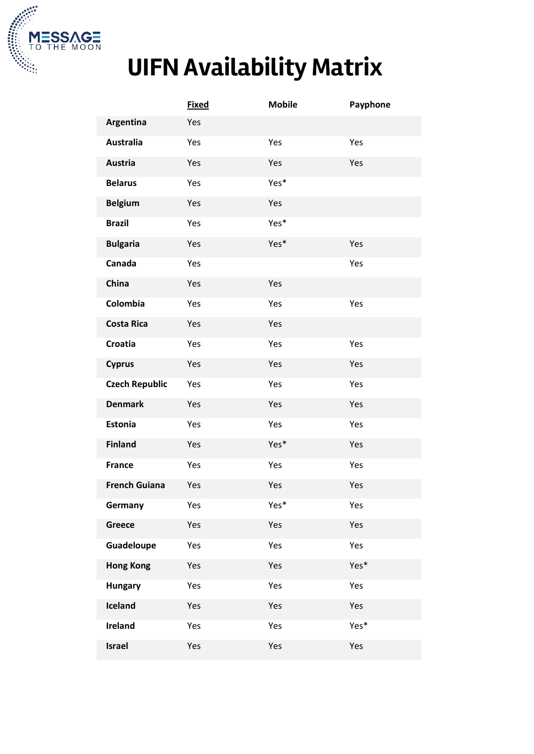MESSAGE TO THE MOON

# UIFN Availability Matrix

| | Fixed | Mobile | Payphone |
|---|---|---|---|
| **Argentina** | Yes | | |
| **Australia** | Yes | Yes | Yes |
| **Austria** | Yes | Yes | Yes |
| **Belarus** | Yes | Yes* | |
| **Belgium** | Yes | Yes | |
| **Brazil** | Yes | Yes* | |
| **Bulgaria** | Yes | Yes* | Yes |
| **Canada** | Yes | | Yes |
| **China** | Yes | Yes | |
| **Colombia** | Yes | Yes | Yes |
| **Costa Rica** | Yes | Yes | |
| **Croatia** | Yes | Yes | Yes |
| **Cyprus** | Yes | Yes | Yes |
| **Czech Republic** | Yes | Yes | Yes |
| **Denmark** | Yes | Yes | Yes |
| **Estonia** | Yes | Yes | Yes |
| **Finland** | Yes | Yes* | Yes |
| **France** | Yes | Yes | Yes |
| **French Guiana** | Yes | Yes | Yes |
| **Germany** | Yes | Yes* | Yes |
| **Greece** | Yes | Yes | Yes |
| **Guadeloupe** | Yes | Yes | Yes |
| **Hong Kong** | Yes | Yes | Yes* |
| **Hungary** | Yes | Yes | Yes |
| **Iceland** | Yes | Yes | Yes |
| **Ireland** | Yes | Yes | Yes* |
| **Israel** | Yes | Yes | Yes |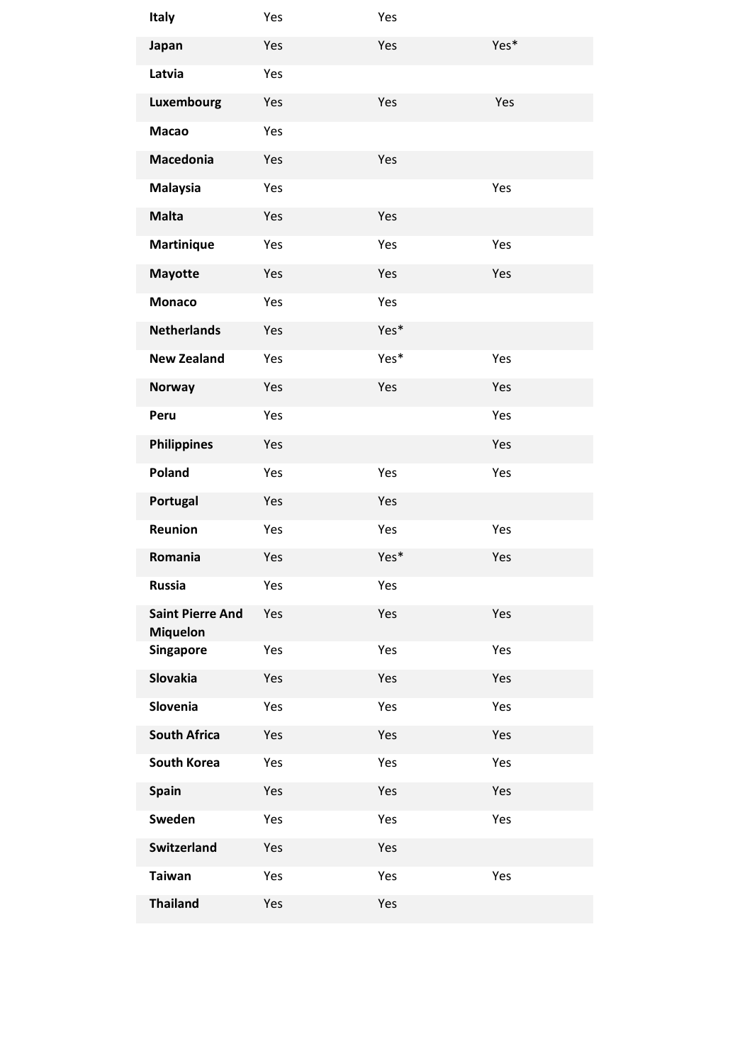| | | | |
|---|---|---|---|
| **Italy** | Yes | Yes | |
| **Japan** | Yes | Yes | Yes* |
| **Latvia** | Yes | | |
| **Luxembourg** | Yes | Yes | Yes |
| **Macao** | Yes | | |
| **Macedonia** | Yes | Yes | |
| **Malaysia** | Yes | | Yes |
| **Malta** | Yes | Yes | |
| **Martinique** | Yes | Yes | Yes |
| **Mayotte** | Yes | Yes | Yes |
| **Monaco** | Yes | Yes | |
| **Netherlands** | Yes | Yes* | |
| **New Zealand** | Yes | Yes* | Yes |
| **Norway** | Yes | Yes | Yes |
| **Peru** | Yes | | Yes |
| **Philippines** | Yes | | Yes |
| **Poland** | Yes | Yes | Yes |
| **Portugal** | Yes | Yes | |
| **Reunion** | Yes | Yes | Yes |
| **Romania** | Yes | Yes* | Yes |
| **Russia** | Yes | Yes | |
| **Saint Pierre And Miquelon** | Yes | Yes | Yes |
| **Singapore** | Yes | Yes | Yes |
| **Slovakia** | Yes | Yes | Yes |
| **Slovenia** | Yes | Yes | Yes |
| **South Africa** | Yes | Yes | Yes |
| **South Korea** | Yes | Yes | Yes |
| **Spain** | Yes | Yes | Yes |
| **Sweden** | Yes | Yes | Yes |
| **Switzerland** | Yes | Yes | |
| **Taiwan** | Yes | Yes | Yes |
| **Thailand** | Yes | Yes | |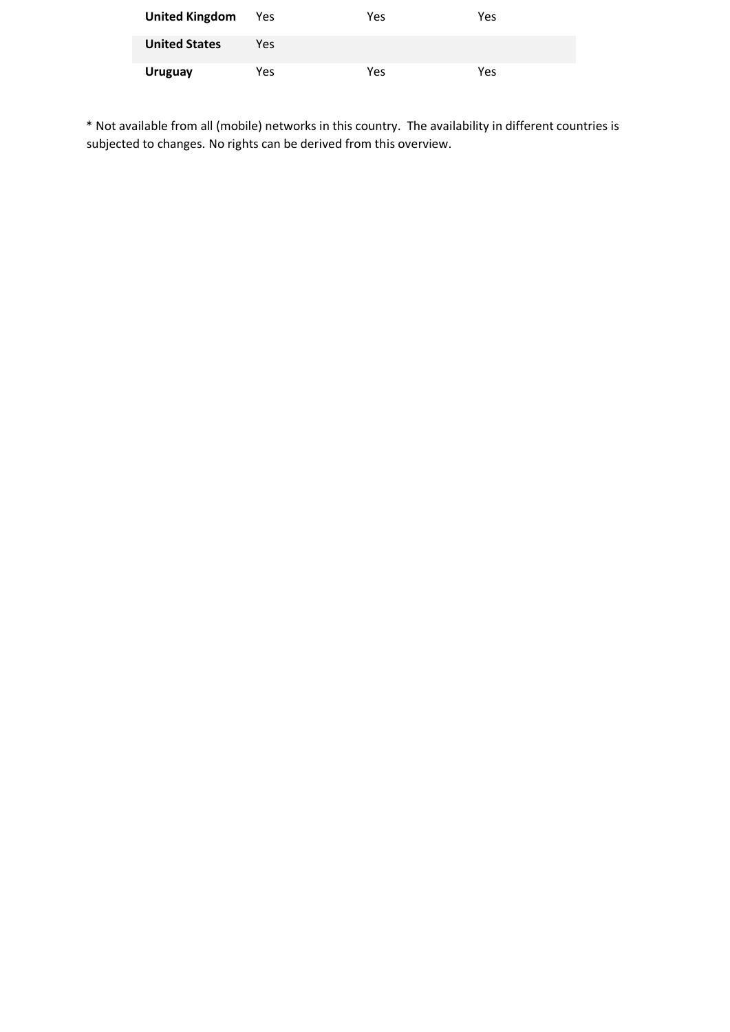| | | | |
|---|---|---|---|
| **United Kingdom** | Yes | Yes | Yes |
| **United States** | Yes | | |
| **Uruguay** | Yes | Yes | Yes |

* Not available from all (mobile) networks in this country. The availability in different countries is subjected to changes. No rights can be derived from this overview.